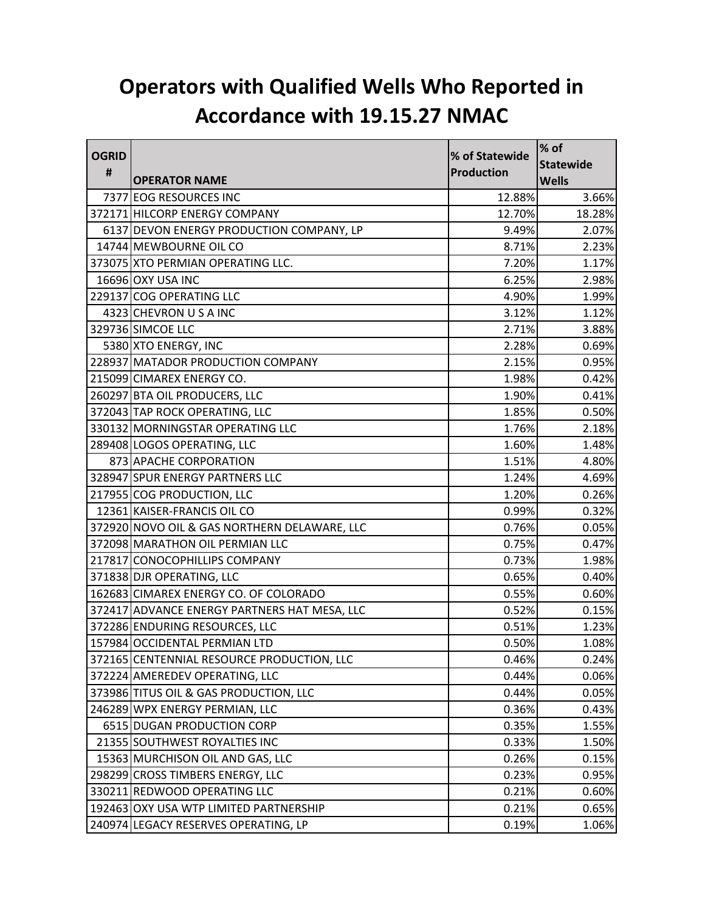# Operators with Qualified Wells Who Reported in Accordance with 19.15.27 NMAC

| OGRID # | OPERATOR NAME | % of Statewide Production | % of Statewide Wells |
|---|---|---|---|
| 7377 | EOG RESOURCES INC | 12.88% | 3.66% |
| 372171 | HILCORP ENERGY COMPANY | 12.70% | 18.28% |
| 6137 | DEVON ENERGY PRODUCTION COMPANY, LP | 9.49% | 2.07% |
| 14744 | MEWBOURNE OIL CO | 8.71% | 2.23% |
| 373075 | XTO PERMIAN OPERATING LLC. | 7.20% | 1.17% |
| 16696 | OXY USA INC | 6.25% | 2.98% |
| 229137 | COG OPERATING LLC | 4.90% | 1.99% |
| 4323 | CHEVRON U S A INC | 3.12% | 1.12% |
| 329736 | SIMCOE LLC | 2.71% | 3.88% |
| 5380 | XTO ENERGY, INC | 2.28% | 0.69% |
| 228937 | MATADOR PRODUCTION COMPANY | 2.15% | 0.95% |
| 215099 | CIMAREX ENERGY CO. | 1.98% | 0.42% |
| 260297 | BTA OIL PRODUCERS, LLC | 1.90% | 0.41% |
| 372043 | TAP ROCK OPERATING, LLC | 1.85% | 0.50% |
| 330132 | MORNINGSTAR OPERATING LLC | 1.76% | 2.18% |
| 289408 | LOGOS OPERATING, LLC | 1.60% | 1.48% |
| 873 | APACHE CORPORATION | 1.51% | 4.80% |
| 328947 | SPUR ENERGY PARTNERS LLC | 1.24% | 4.69% |
| 217955 | COG PRODUCTION, LLC | 1.20% | 0.26% |
| 12361 | KAISER-FRANCIS OIL CO | 0.99% | 0.32% |
| 372920 | NOVO OIL & GAS NORTHERN DELAWARE, LLC | 0.76% | 0.05% |
| 372098 | MARATHON OIL PERMIAN LLC | 0.75% | 0.47% |
| 217817 | CONOCOPHILLIPS COMPANY | 0.73% | 1.98% |
| 371838 | DJR OPERATING, LLC | 0.65% | 0.40% |
| 162683 | CIMAREX ENERGY CO. OF COLORADO | 0.55% | 0.60% |
| 372417 | ADVANCE ENERGY PARTNERS HAT MESA, LLC | 0.52% | 0.15% |
| 372286 | ENDURING RESOURCES, LLC | 0.51% | 1.23% |
| 157984 | OCCIDENTAL PERMIAN LTD | 0.50% | 1.08% |
| 372165 | CENTENNIAL RESOURCE PRODUCTION, LLC | 0.46% | 0.24% |
| 372224 | AMEREDEV OPERATING, LLC | 0.44% | 0.06% |
| 373986 | TITUS OIL & GAS PRODUCTION, LLC | 0.44% | 0.05% |
| 246289 | WPX ENERGY PERMIAN, LLC | 0.36% | 0.43% |
| 6515 | DUGAN PRODUCTION CORP | 0.35% | 1.55% |
| 21355 | SOUTHWEST ROYALTIES INC | 0.33% | 1.50% |
| 15363 | MURCHISON OIL AND GAS, LLC | 0.26% | 0.15% |
| 298299 | CROSS TIMBERS ENERGY, LLC | 0.23% | 0.95% |
| 330211 | REDWOOD OPERATING LLC | 0.21% | 0.60% |
| 192463 | OXY USA WTP LIMITED PARTNERSHIP | 0.21% | 0.65% |
| 240974 | LEGACY RESERVES OPERATING, LP | 0.19% | 1.06% |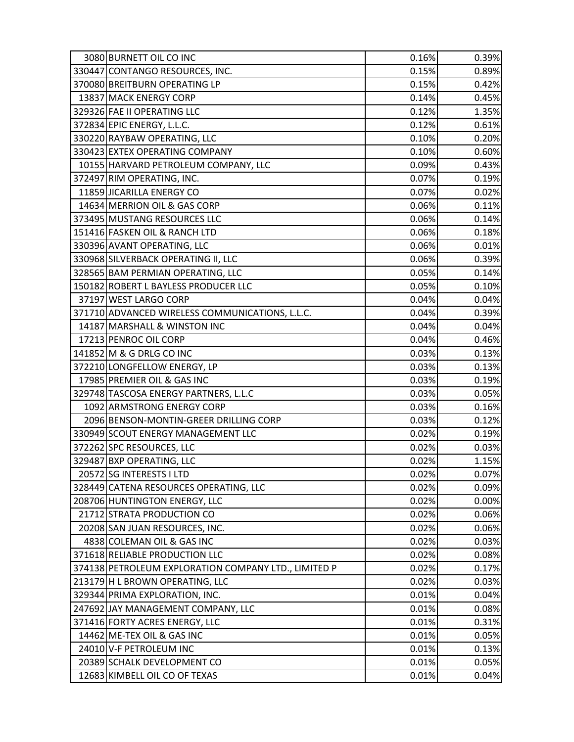| | | | |
|---|---|---|---|
| 3080 | BURNETT OIL CO INC | 0.16% | 0.39% |
| 330447 | CONTANGO RESOURCES, INC. | 0.15% | 0.89% |
| 370080 | BREITBURN OPERATING LP | 0.15% | 0.42% |
| 13837 | MACK ENERGY CORP | 0.14% | 0.45% |
| 329326 | FAE II OPERATING LLC | 0.12% | 1.35% |
| 372834 | EPIC ENERGY, L.L.C. | 0.12% | 0.61% |
| 330220 | RAYBAW OPERATING, LLC | 0.10% | 0.20% |
| 330423 | EXTEX OPERATING COMPANY | 0.10% | 0.60% |
| 10155 | HARVARD PETROLEUM COMPANY, LLC | 0.09% | 0.43% |
| 372497 | RIM OPERATING, INC. | 0.07% | 0.19% |
| 11859 | JICARILLA ENERGY CO | 0.07% | 0.02% |
| 14634 | MERRION OIL & GAS CORP | 0.06% | 0.11% |
| 373495 | MUSTANG RESOURCES LLC | 0.06% | 0.14% |
| 151416 | FASKEN OIL & RANCH LTD | 0.06% | 0.18% |
| 330396 | AVANT OPERATING, LLC | 0.06% | 0.01% |
| 330968 | SILVERBACK OPERATING II, LLC | 0.06% | 0.39% |
| 328565 | BAM PERMIAN OPERATING, LLC | 0.05% | 0.14% |
| 150182 | ROBERT L BAYLESS PRODUCER LLC | 0.05% | 0.10% |
| 37197 | WEST LARGO CORP | 0.04% | 0.04% |
| 371710 | ADVANCED WIRELESS COMMUNICATIONS, L.L.C. | 0.04% | 0.39% |
| 14187 | MARSHALL & WINSTON INC | 0.04% | 0.04% |
| 17213 | PENROC OIL CORP | 0.04% | 0.46% |
| 141852 | M & G DRLG CO INC | 0.03% | 0.13% |
| 372210 | LONGFELLOW ENERGY, LP | 0.03% | 0.13% |
| 17985 | PREMIER OIL & GAS INC | 0.03% | 0.19% |
| 329748 | TASCOSA ENERGY PARTNERS, L.L.C | 0.03% | 0.05% |
| 1092 | ARMSTRONG ENERGY CORP | 0.03% | 0.16% |
| 2096 | BENSON-MONTIN-GREER DRILLING CORP | 0.03% | 0.12% |
| 330949 | SCOUT ENERGY MANAGEMENT LLC | 0.02% | 0.19% |
| 372262 | SPC RESOURCES, LLC | 0.02% | 0.03% |
| 329487 | BXP OPERATING, LLC | 0.02% | 1.15% |
| 20572 | SG INTERESTS I LTD | 0.02% | 0.07% |
| 328449 | CATENA RESOURCES OPERATING, LLC | 0.02% | 0.09% |
| 208706 | HUNTINGTON ENERGY, LLC | 0.02% | 0.00% |
| 21712 | STRATA PRODUCTION CO | 0.02% | 0.06% |
| 20208 | SAN JUAN RESOURCES, INC. | 0.02% | 0.06% |
| 4838 | COLEMAN OIL & GAS INC | 0.02% | 0.03% |
| 371618 | RELIABLE PRODUCTION LLC | 0.02% | 0.08% |
| 374138 | PETROLEUM EXPLORATION COMPANY LTD., LIMITED P | 0.02% | 0.17% |
| 213179 | H L BROWN OPERATING, LLC | 0.02% | 0.03% |
| 329344 | PRIMA EXPLORATION, INC. | 0.01% | 0.04% |
| 247692 | JAY MANAGEMENT COMPANY, LLC | 0.01% | 0.08% |
| 371416 | FORTY ACRES ENERGY, LLC | 0.01% | 0.31% |
| 14462 | ME-TEX OIL & GAS INC | 0.01% | 0.05% |
| 24010 | V-F PETROLEUM INC | 0.01% | 0.13% |
| 20389 | SCHALK DEVELOPMENT CO | 0.01% | 0.05% |
| 12683 | KIMBELL OIL CO OF TEXAS | 0.01% | 0.04% |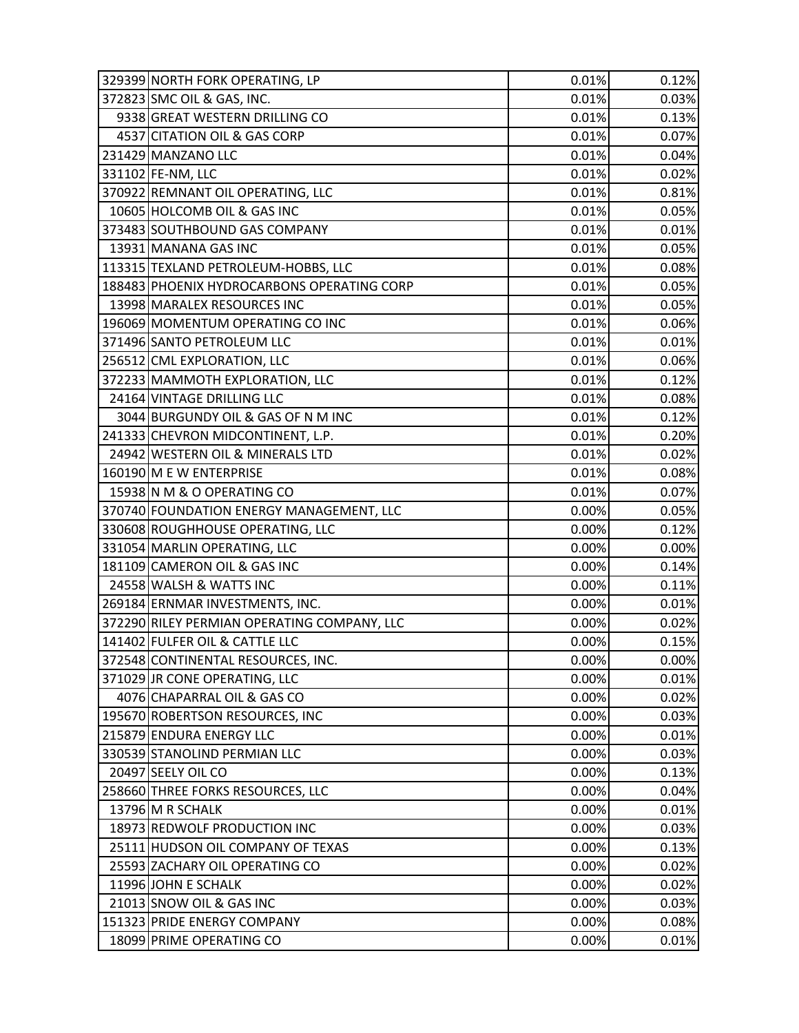| | | | |
|---|---|---|---|
| 329399 | NORTH FORK OPERATING, LP | 0.01% | 0.12% |
| 372823 | SMC OIL & GAS, INC. | 0.01% | 0.03% |
| 9338 | GREAT WESTERN DRILLING CO | 0.01% | 0.13% |
| 4537 | CITATION OIL & GAS CORP | 0.01% | 0.07% |
| 231429 | MANZANO LLC | 0.01% | 0.04% |
| 331102 | FE-NM, LLC | 0.01% | 0.02% |
| 370922 | REMNANT OIL OPERATING, LLC | 0.01% | 0.81% |
| 10605 | HOLCOMB OIL & GAS INC | 0.01% | 0.05% |
| 373483 | SOUTHBOUND GAS COMPANY | 0.01% | 0.01% |
| 13931 | MANANA GAS INC | 0.01% | 0.05% |
| 113315 | TEXLAND PETROLEUM-HOBBS, LLC | 0.01% | 0.08% |
| 188483 | PHOENIX HYDROCARBONS OPERATING CORP | 0.01% | 0.05% |
| 13998 | MARALEX RESOURCES INC | 0.01% | 0.05% |
| 196069 | MOMENTUM OPERATING CO INC | 0.01% | 0.06% |
| 371496 | SANTO PETROLEUM LLC | 0.01% | 0.01% |
| 256512 | CML EXPLORATION, LLC | 0.01% | 0.06% |
| 372233 | MAMMOTH EXPLORATION, LLC | 0.01% | 0.12% |
| 24164 | VINTAGE DRILLING LLC | 0.01% | 0.08% |
| 3044 | BURGUNDY OIL & GAS OF N M INC | 0.01% | 0.12% |
| 241333 | CHEVRON MIDCONTINENT, L.P. | 0.01% | 0.20% |
| 24942 | WESTERN OIL & MINERALS LTD | 0.01% | 0.02% |
| 160190 | M E W ENTERPRISE | 0.01% | 0.08% |
| 15938 | N M & O OPERATING CO | 0.01% | 0.07% |
| 370740 | FOUNDATION ENERGY MANAGEMENT, LLC | 0.00% | 0.05% |
| 330608 | ROUGHHOUSE OPERATING, LLC | 0.00% | 0.12% |
| 331054 | MARLIN OPERATING, LLC | 0.00% | 0.00% |
| 181109 | CAMERON OIL & GAS INC | 0.00% | 0.14% |
| 24558 | WALSH & WATTS INC | 0.00% | 0.11% |
| 269184 | ERNMAR INVESTMENTS, INC. | 0.00% | 0.01% |
| 372290 | RILEY PERMIAN OPERATING COMPANY, LLC | 0.00% | 0.02% |
| 141402 | FULFER OIL & CATTLE LLC | 0.00% | 0.15% |
| 372548 | CONTINENTAL RESOURCES, INC. | 0.00% | 0.00% |
| 371029 | JR CONE OPERATING, LLC | 0.00% | 0.01% |
| 4076 | CHAPARRAL OIL & GAS CO | 0.00% | 0.02% |
| 195670 | ROBERTSON RESOURCES, INC | 0.00% | 0.03% |
| 215879 | ENDURA ENERGY LLC | 0.00% | 0.01% |
| 330539 | STANOLIND PERMIAN LLC | 0.00% | 0.03% |
| 20497 | SEELY OIL CO | 0.00% | 0.13% |
| 258660 | THREE FORKS RESOURCES, LLC | 0.00% | 0.04% |
| 13796 | M R SCHALK | 0.00% | 0.01% |
| 18973 | REDWOLF PRODUCTION INC | 0.00% | 0.03% |
| 25111 | HUDSON OIL COMPANY OF TEXAS | 0.00% | 0.13% |
| 25593 | ZACHARY OIL OPERATING CO | 0.00% | 0.02% |
| 11996 | JOHN E SCHALK | 0.00% | 0.02% |
| 21013 | SNOW OIL & GAS INC | 0.00% | 0.03% |
| 151323 | PRIDE ENERGY COMPANY | 0.00% | 0.08% |
| 18099 | PRIME OPERATING CO | 0.00% | 0.01% |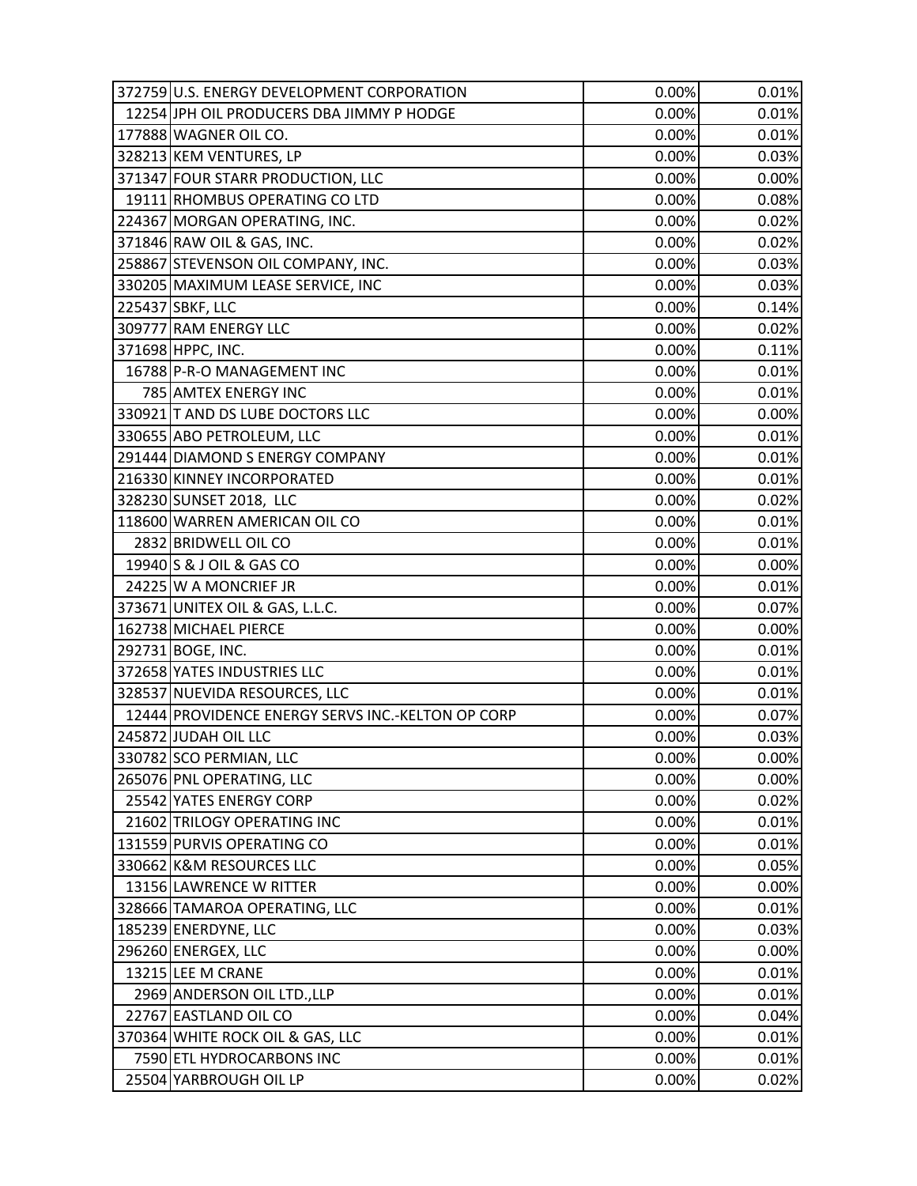| | | | |
|---|---|---|---|
| 372759 | U.S. ENERGY DEVELOPMENT CORPORATION | 0.00% | 0.01% |
| 12254 | JPH OIL PRODUCERS DBA JIMMY P HODGE | 0.00% | 0.01% |
| 177888 | WAGNER OIL CO. | 0.00% | 0.01% |
| 328213 | KEM VENTURES, LP | 0.00% | 0.03% |
| 371347 | FOUR STARR PRODUCTION, LLC | 0.00% | 0.00% |
| 19111 | RHOMBUS OPERATING CO LTD | 0.00% | 0.08% |
| 224367 | MORGAN OPERATING, INC. | 0.00% | 0.02% |
| 371846 | RAW OIL & GAS, INC. | 0.00% | 0.02% |
| 258867 | STEVENSON OIL COMPANY, INC. | 0.00% | 0.03% |
| 330205 | MAXIMUM LEASE SERVICE, INC | 0.00% | 0.03% |
| 225437 | SBKF, LLC | 0.00% | 0.14% |
| 309777 | RAM ENERGY LLC | 0.00% | 0.02% |
| 371698 | HPPC, INC. | 0.00% | 0.11% |
| 16788 | P-R-O MANAGEMENT INC | 0.00% | 0.01% |
| 785 | AMTEX ENERGY INC | 0.00% | 0.01% |
| 330921 | T AND DS LUBE DOCTORS LLC | 0.00% | 0.00% |
| 330655 | ABO PETROLEUM, LLC | 0.00% | 0.01% |
| 291444 | DIAMOND S ENERGY COMPANY | 0.00% | 0.01% |
| 216330 | KINNEY INCORPORATED | 0.00% | 0.01% |
| 328230 | SUNSET 2018, LLC | 0.00% | 0.02% |
| 118600 | WARREN AMERICAN OIL CO | 0.00% | 0.01% |
| 2832 | BRIDWELL OIL CO | 0.00% | 0.01% |
| 19940 | S & J OIL & GAS CO | 0.00% | 0.00% |
| 24225 | W A MONCRIEF JR | 0.00% | 0.01% |
| 373671 | UNITEX OIL & GAS, L.L.C. | 0.00% | 0.07% |
| 162738 | MICHAEL PIERCE | 0.00% | 0.00% |
| 292731 | BOGE, INC. | 0.00% | 0.01% |
| 372658 | YATES INDUSTRIES LLC | 0.00% | 0.01% |
| 328537 | NUEVIDA RESOURCES, LLC | 0.00% | 0.01% |
| 12444 | PROVIDENCE ENERGY SERVS INC.-KELTON OP CORP | 0.00% | 0.07% |
| 245872 | JUDAH OIL LLC | 0.00% | 0.03% |
| 330782 | SCO PERMIAN, LLC | 0.00% | 0.00% |
| 265076 | PNL OPERATING, LLC | 0.00% | 0.00% |
| 25542 | YATES ENERGY CORP | 0.00% | 0.02% |
| 21602 | TRILOGY OPERATING INC | 0.00% | 0.01% |
| 131559 | PURVIS OPERATING CO | 0.00% | 0.01% |
| 330662 | K&M RESOURCES LLC | 0.00% | 0.05% |
| 13156 | LAWRENCE W RITTER | 0.00% | 0.00% |
| 328666 | TAMAROA OPERATING, LLC | 0.00% | 0.01% |
| 185239 | ENERDYNE, LLC | 0.00% | 0.03% |
| 296260 | ENERGEX, LLC | 0.00% | 0.00% |
| 13215 | LEE M CRANE | 0.00% | 0.01% |
| 2969 | ANDERSON OIL LTD.,LLP | 0.00% | 0.01% |
| 22767 | EASTLAND OIL CO | 0.00% | 0.04% |
| 370364 | WHITE ROCK OIL & GAS, LLC | 0.00% | 0.01% |
| 7590 | ETL HYDROCARBONS INC | 0.00% | 0.01% |
| 25504 | YARBROUGH OIL LP | 0.00% | 0.02% |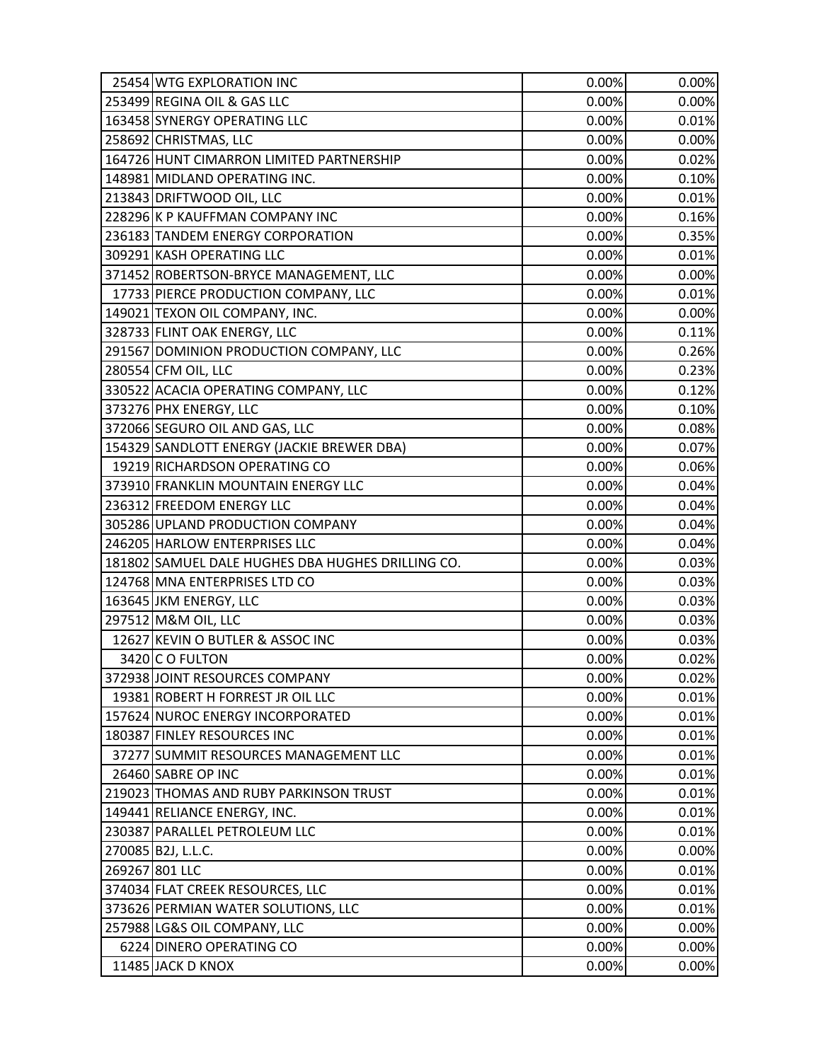| | | | |
|---|---|---|---|
| 25454 | WTG EXPLORATION INC | 0.00% | 0.00% |
| 253499 | REGINA OIL & GAS LLC | 0.00% | 0.00% |
| 163458 | SYNERGY OPERATING LLC | 0.00% | 0.01% |
| 258692 | CHRISTMAS, LLC | 0.00% | 0.00% |
| 164726 | HUNT CIMARRON LIMITED PARTNERSHIP | 0.00% | 0.02% |
| 148981 | MIDLAND OPERATING INC. | 0.00% | 0.10% |
| 213843 | DRIFTWOOD OIL, LLC | 0.00% | 0.01% |
| 228296 | K P KAUFFMAN COMPANY INC | 0.00% | 0.16% |
| 236183 | TANDEM ENERGY CORPORATION | 0.00% | 0.35% |
| 309291 | KASH OPERATING LLC | 0.00% | 0.01% |
| 371452 | ROBERTSON-BRYCE MANAGEMENT, LLC | 0.00% | 0.00% |
| 17733 | PIERCE PRODUCTION COMPANY, LLC | 0.00% | 0.01% |
| 149021 | TEXON OIL COMPANY, INC. | 0.00% | 0.00% |
| 328733 | FLINT OAK ENERGY, LLC | 0.00% | 0.11% |
| 291567 | DOMINION PRODUCTION COMPANY, LLC | 0.00% | 0.26% |
| 280554 | CFM OIL, LLC | 0.00% | 0.23% |
| 330522 | ACACIA OPERATING COMPANY, LLC | 0.00% | 0.12% |
| 373276 | PHX ENERGY, LLC | 0.00% | 0.10% |
| 372066 | SEGURO OIL AND GAS, LLC | 0.00% | 0.08% |
| 154329 | SANDLOTT ENERGY (JACKIE BREWER DBA) | 0.00% | 0.07% |
| 19219 | RICHARDSON OPERATING CO | 0.00% | 0.06% |
| 373910 | FRANKLIN MOUNTAIN ENERGY LLC | 0.00% | 0.04% |
| 236312 | FREEDOM ENERGY LLC | 0.00% | 0.04% |
| 305286 | UPLAND PRODUCTION COMPANY | 0.00% | 0.04% |
| 246205 | HARLOW ENTERPRISES LLC | 0.00% | 0.04% |
| 181802 | SAMUEL DALE HUGHES DBA HUGHES DRILLING CO. | 0.00% | 0.03% |
| 124768 | MNA ENTERPRISES LTD CO | 0.00% | 0.03% |
| 163645 | JKM ENERGY, LLC | 0.00% | 0.03% |
| 297512 | M&M OIL, LLC | 0.00% | 0.03% |
| 12627 | KEVIN O BUTLER & ASSOC INC | 0.00% | 0.03% |
| 3420 | C O FULTON | 0.00% | 0.02% |
| 372938 | JOINT RESOURCES COMPANY | 0.00% | 0.02% |
| 19381 | ROBERT H FORREST JR OIL LLC | 0.00% | 0.01% |
| 157624 | NUROC ENERGY INCORPORATED | 0.00% | 0.01% |
| 180387 | FINLEY RESOURCES INC | 0.00% | 0.01% |
| 37277 | SUMMIT RESOURCES MANAGEMENT LLC | 0.00% | 0.01% |
| 26460 | SABRE OP INC | 0.00% | 0.01% |
| 219023 | THOMAS AND RUBY PARKINSON TRUST | 0.00% | 0.01% |
| 149441 | RELIANCE ENERGY, INC. | 0.00% | 0.01% |
| 230387 | PARALLEL PETROLEUM LLC | 0.00% | 0.01% |
| 270085 | B2J, L.L.C. | 0.00% | 0.00% |
| 269267 | 801 LLC | 0.00% | 0.01% |
| 374034 | FLAT CREEK RESOURCES, LLC | 0.00% | 0.01% |
| 373626 | PERMIAN WATER SOLUTIONS, LLC | 0.00% | 0.01% |
| 257988 | LG&S OIL COMPANY, LLC | 0.00% | 0.00% |
| 6224 | DINERO OPERATING CO | 0.00% | 0.00% |
| 11485 | JACK D KNOX | 0.00% | 0.00% |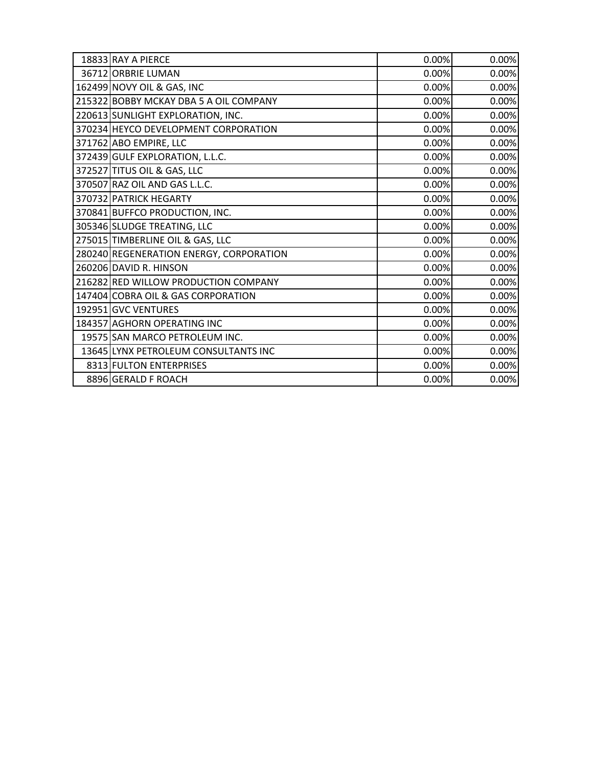| | | | |
|---|---|---|---|
| 18833 | RAY A PIERCE | 0.00% | 0.00% |
| 36712 | ORBRIE LUMAN | 0.00% | 0.00% |
| 162499 | NOVY OIL & GAS, INC | 0.00% | 0.00% |
| 215322 | BOBBY MCKAY DBA 5 A OIL COMPANY | 0.00% | 0.00% |
| 220613 | SUNLIGHT EXPLORATION, INC. | 0.00% | 0.00% |
| 370234 | HEYCO DEVELOPMENT CORPORATION | 0.00% | 0.00% |
| 371762 | ABO EMPIRE, LLC | 0.00% | 0.00% |
| 372439 | GULF EXPLORATION, L.L.C. | 0.00% | 0.00% |
| 372527 | TITUS OIL & GAS, LLC | 0.00% | 0.00% |
| 370507 | RAZ OIL AND GAS L.L.C. | 0.00% | 0.00% |
| 370732 | PATRICK HEGARTY | 0.00% | 0.00% |
| 370841 | BUFFCO PRODUCTION, INC. | 0.00% | 0.00% |
| 305346 | SLUDGE TREATING, LLC | 0.00% | 0.00% |
| 275015 | TIMBERLINE OIL & GAS, LLC | 0.00% | 0.00% |
| 280240 | REGENERATION ENERGY, CORPORATION | 0.00% | 0.00% |
| 260206 | DAVID R. HINSON | 0.00% | 0.00% |
| 216282 | RED WILLOW PRODUCTION COMPANY | 0.00% | 0.00% |
| 147404 | COBRA OIL & GAS CORPORATION | 0.00% | 0.00% |
| 192951 | GVC VENTURES | 0.00% | 0.00% |
| 184357 | AGHORN OPERATING INC | 0.00% | 0.00% |
| 19575 | SAN MARCO PETROLEUM INC. | 0.00% | 0.00% |
| 13645 | LYNX PETROLEUM CONSULTANTS INC | 0.00% | 0.00% |
| 8313 | FULTON ENTERPRISES | 0.00% | 0.00% |
| 8896 | GERALD F ROACH | 0.00% | 0.00% |